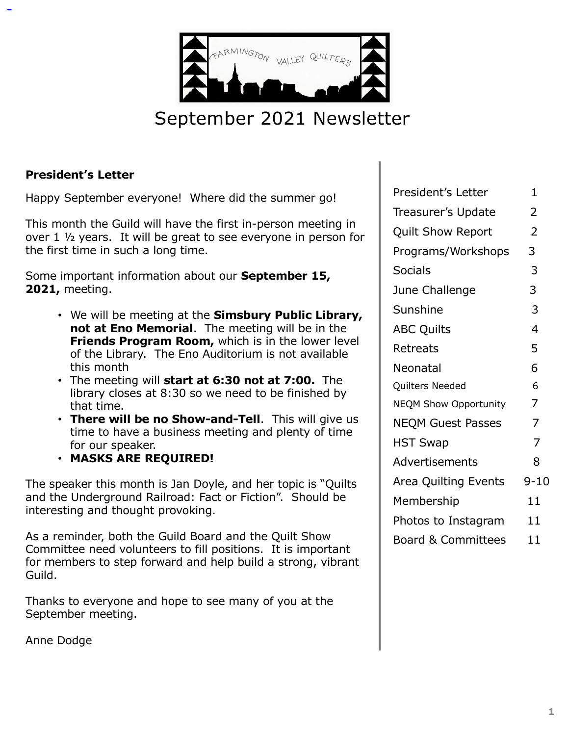FARMINGTON VALLEY QUILTERS

# September 2021 Newsletter

## President's Letter

Happy September everyone! Where did the summer go!

This month the Guild will have the first in-person meeting in over 1 ½ years. It will be great to see everyone in person for the first time in such a long time.

Some important information about our **September 15, 2021,** meeting.

- We will be meeting at the **Simsbury Public Library, not at Eno Memorial**. The meeting will be in the **Friends Program Room,** which is in the lower level of the Library. The Eno Auditorium is not available this month
- The meeting will **start at 6:30 not at 7:00.** The library closes at 8:30 so we need to be finished by that time.
- **There will be no Show-and-Tell**. This will give us time to have a business meeting and plenty of time for our speaker.
- **MASKS ARE REQUIRED!**

The speaker this month is Jan Doyle, and her topic is "Quilts and the Underground Railroad: Fact or Fiction". Should be interesting and thought provoking.

As a reminder, both the Guild Board and the Quilt Show Committee need volunteers to fill positions. It is important for members to step forward and help build a strong, vibrant Guild.

Thanks to everyone and hope to see many of you at the September meeting.

Anne Dodge

| | |
|---|---|
| President's Letter | 1 |
| Treasurer's Update | 2 |
| Quilt Show Report | 2 |
| Programs/Workshops | 3 |
| Socials | 3 |
| June Challenge | 3 |
| Sunshine | 3 |
| ABC Quilts | 4 |
| Retreats | 5 |
| Neonatal | 6 |
| Quilters Needed | 6 |
| NEQM Show Opportunity | 7 |
| NEQM Guest Passes | 7 |
| HST Swap | 7 |
| Advertisements | 8 |
| Area Quilting Events | 9-10 |
| Membership | 11 |
| Photos to Instagram | 11 |
| Board & Committees | 11 |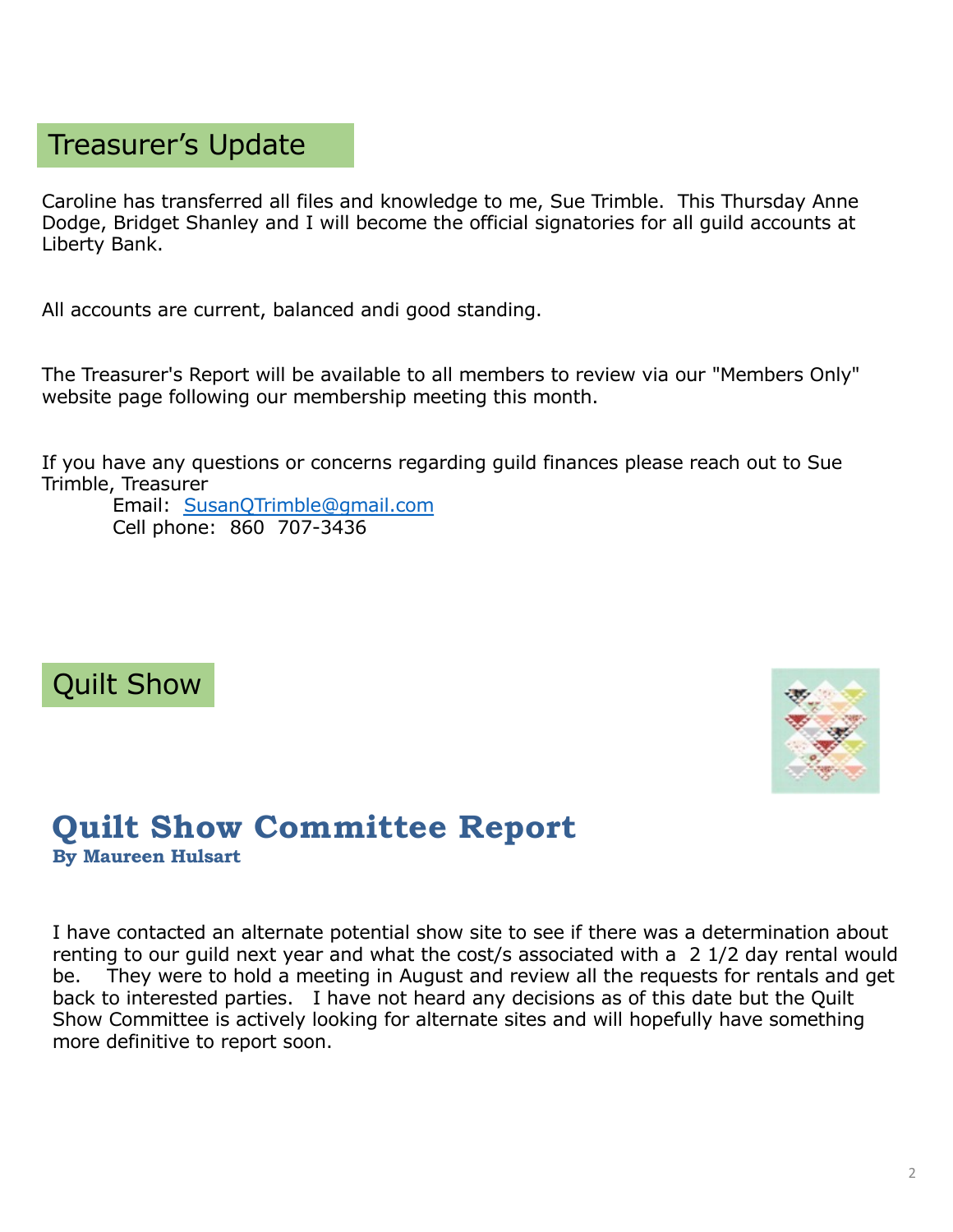## Treasurer's Update

Caroline has transferred all files and knowledge to me, Sue Trimble. This Thursday Anne Dodge, Bridget Shanley and I will become the official signatories for all guild accounts at Liberty Bank.

All accounts are current, balanced andi good standing.

The Treasurer's Report will be available to all members to review via our "Members Only" website page following our membership meeting this month.

If you have any questions or concerns regarding guild finances please reach out to Sue Trimble, Treasurer

Email: SusanQTrimble@gmail.com
Cell phone: 860 707-3436

## Quilt Show

### Quilt Show Committee Report

**By Maureen Hulsart**

I have contacted an alternate potential show site to see if there was a determination about renting to our guild next year and what the cost/s associated with a 2 1/2 day rental would be. They were to hold a meeting in August and review all the requests for rentals and get back to interested parties. I have not heard any decisions as of this date but the Quilt Show Committee is actively looking for alternate sites and will hopefully have something more definitive to report soon.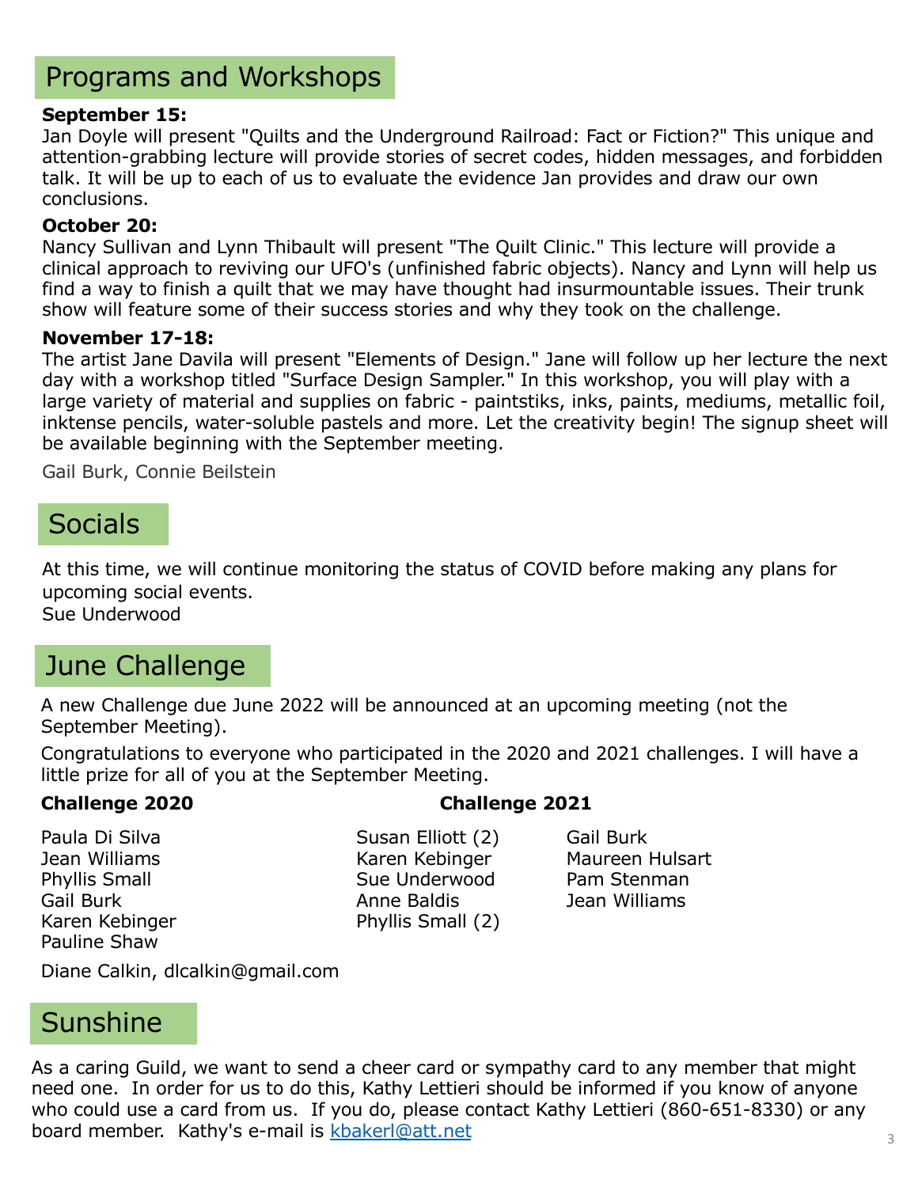## Programs and Workshops

**September 15:**
Jan Doyle will present "Quilts and the Underground Railroad: Fact or Fiction?" This unique and attention-grabbing lecture will provide stories of secret codes, hidden messages, and forbidden talk. It will be up to each of us to evaluate the evidence Jan provides and draw our own conclusions.

**October 20:**
Nancy Sullivan and Lynn Thibault will present "The Quilt Clinic." This lecture will provide a clinical approach to reviving our UFO's (unfinished fabric objects). Nancy and Lynn will help us find a way to finish a quilt that we may have thought had insurmountable issues. Their trunk show will feature some of their success stories and why they took on the challenge.

**November 17-18:**
The artist Jane Davila will present "Elements of Design." Jane will follow up her lecture the next day with a workshop titled "Surface Design Sampler." In this workshop, you will play with a large variety of material and supplies on fabric - paintstiks, inks, paints, mediums, metallic foil, inktense pencils, water-soluble pastels and more. Let the creativity begin! The signup sheet will be available beginning with the September meeting.

Gail Burk, Connie Beilstein

## Socials

At this time, we will continue monitoring the status of COVID before making any plans for upcoming social events.
Sue Underwood

## June Challenge

A new Challenge due June 2022 will be announced at an upcoming meeting (not the September Meeting).

Congratulations to everyone who participated in the 2020 and 2021 challenges. I will have a little prize for all of you at the September Meeting.

**Challenge 2020**

Paula Di Silva
Jean Williams
Phyllis Small
Gail Burk
Karen Kebinger
Pauline Shaw

**Challenge 2021**

Susan Elliott (2)
Karen Kebinger
Sue Underwood
Anne Baldis
Phyllis Small (2)
Gail Burk
Maureen Hulsart
Pam Stenman
Jean Williams

Diane Calkin, dlcalkin@gmail.com

## Sunshine

As a caring Guild, we want to send a cheer card or sympathy card to any member that might need one. In order for us to do this, Kathy Lettieri should be informed if you know of anyone who could use a card from us. If you do, please contact Kathy Lettieri (860-651-8330) or any board member. Kathy's e-mail is [kbakerl@att.net](mailto:kbakerl@att.net)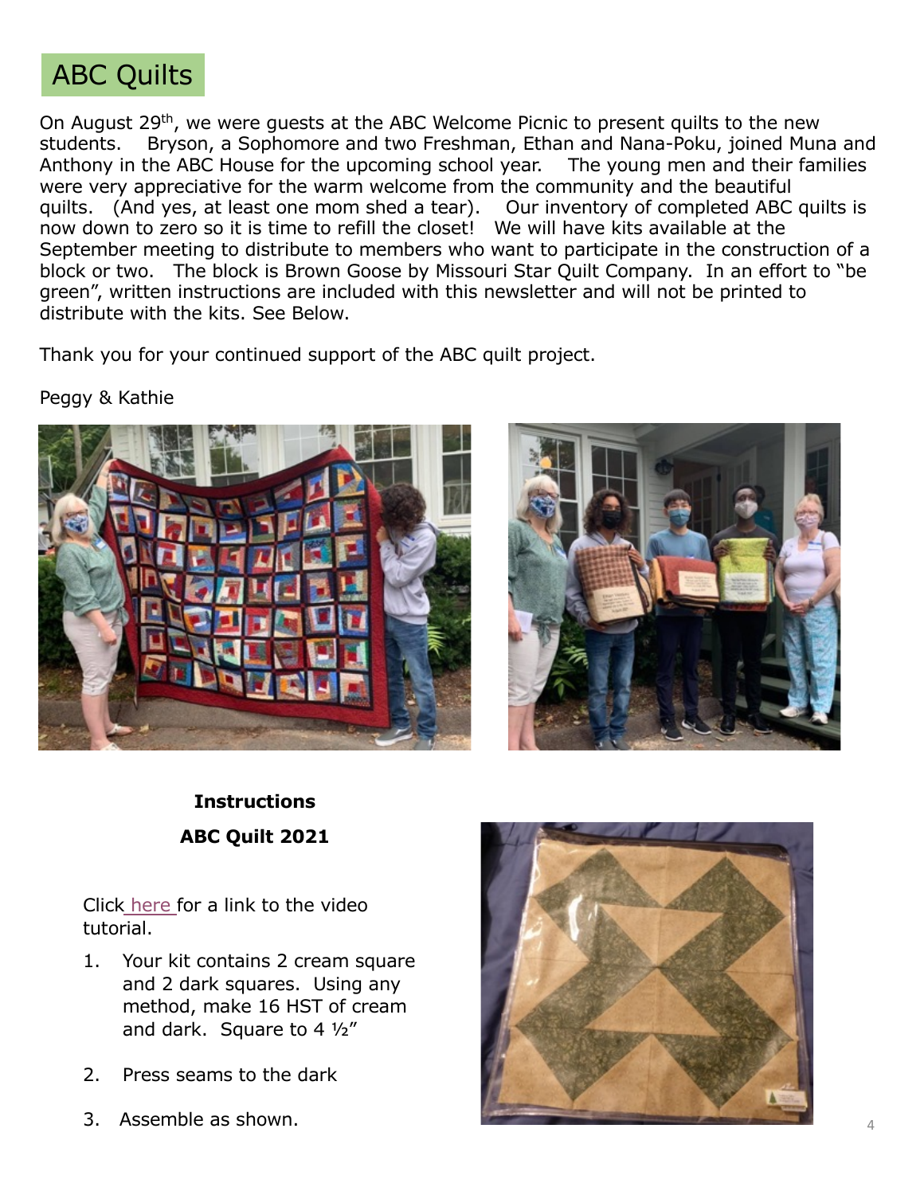# ABC Quilts

On August 29th, we were guests at the ABC Welcome Picnic to present quilts to the new students. Bryson, a Sophomore and two Freshman, Ethan and Nana-Poku, joined Muna and Anthony in the ABC House for the upcoming school year. The young men and their families were very appreciative for the warm welcome from the community and the beautiful quilts. (And yes, at least one mom shed a tear). Our inventory of completed ABC quilts is now down to zero so it is time to refill the closet! We will have kits available at the September meeting to distribute to members who want to participate in the construction of a block or two. The block is Brown Goose by Missouri Star Quilt Company. In an effort to "be green", written instructions are included with this newsletter and will not be printed to distribute with the kits. See Below.

Thank you for your continued support of the ABC quilt project.

Peggy & Kathie

**Instructions**

**ABC Quilt 2021**

Click here for a link to the video tutorial.

1. Your kit contains 2 cream square and 2 dark squares. Using any method, make 16 HST of cream and dark. Square to 4 ½"
2. Press seams to the dark
3. Assemble as shown.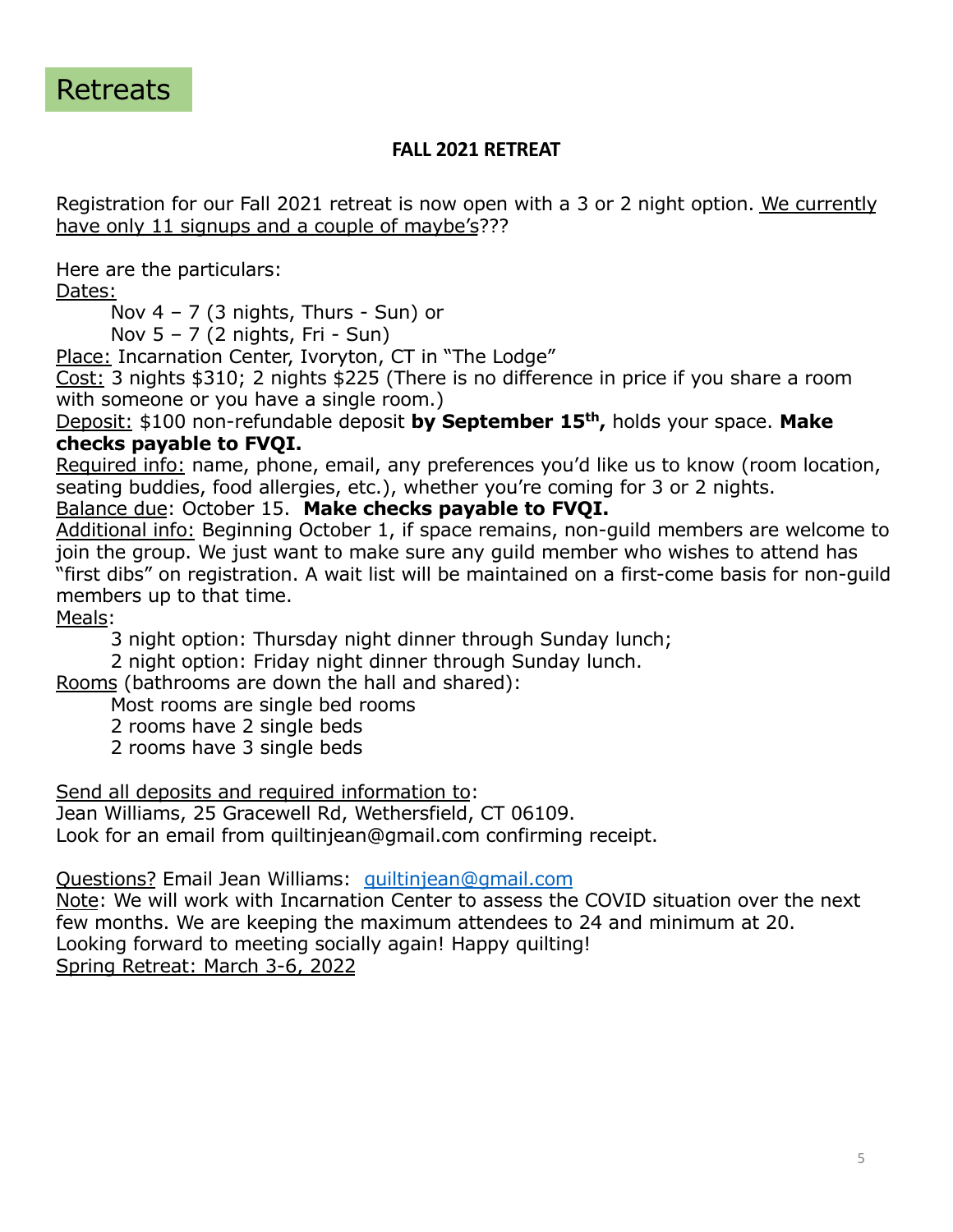# Retreats

## FALL 2021 RETREAT

Registration for our Fall 2021 retreat is now open with a 3 or 2 night option. We currently have only 11 signups and a couple of maybe's???

Here are the particulars:

Dates:

- Nov 4 – 7 (3 nights, Thurs - Sun) or
- Nov 5 – 7 (2 nights, Fri - Sun)

Place: Incarnation Center, Ivoryton, CT in "The Lodge"

Cost: 3 nights $310; 2 nights $225 (There is no difference in price if you share a room with someone or you have a single room.)

Deposit: $100 non-refundable deposit **by September 15th,** holds your space. **Make checks payable to FVQI.**

Required info: name, phone, email, any preferences you'd like us to know (room location, seating buddies, food allergies, etc.), whether you're coming for 3 or 2 nights.

Balance due: October 15. **Make checks payable to FVQI.**

Additional info: Beginning October 1, if space remains, non-guild members are welcome to join the group. We just want to make sure any guild member who wishes to attend has "first dibs" on registration. A wait list will be maintained on a first-come basis for non-guild members up to that time.

Meals:

- 3 night option: Thursday night dinner through Sunday lunch;
- 2 night option: Friday night dinner through Sunday lunch.

Rooms (bathrooms are down the hall and shared):

- Most rooms are single bed rooms
- 2 rooms have 2 single beds
- 2 rooms have 3 single beds

Send all deposits and required information to:
Jean Williams, 25 Gracewell Rd, Wethersfield, CT 06109.
Look for an email from quiltinjean@gmail.com confirming receipt.

Questions? Email Jean Williams: quiltinjean@gmail.com

Note: We will work with Incarnation Center to assess the COVID situation over the next few months. We are keeping the maximum attendees to 24 and minimum at 20.
Looking forward to meeting socially again! Happy quilting!
Spring Retreat: March 3-6, 2022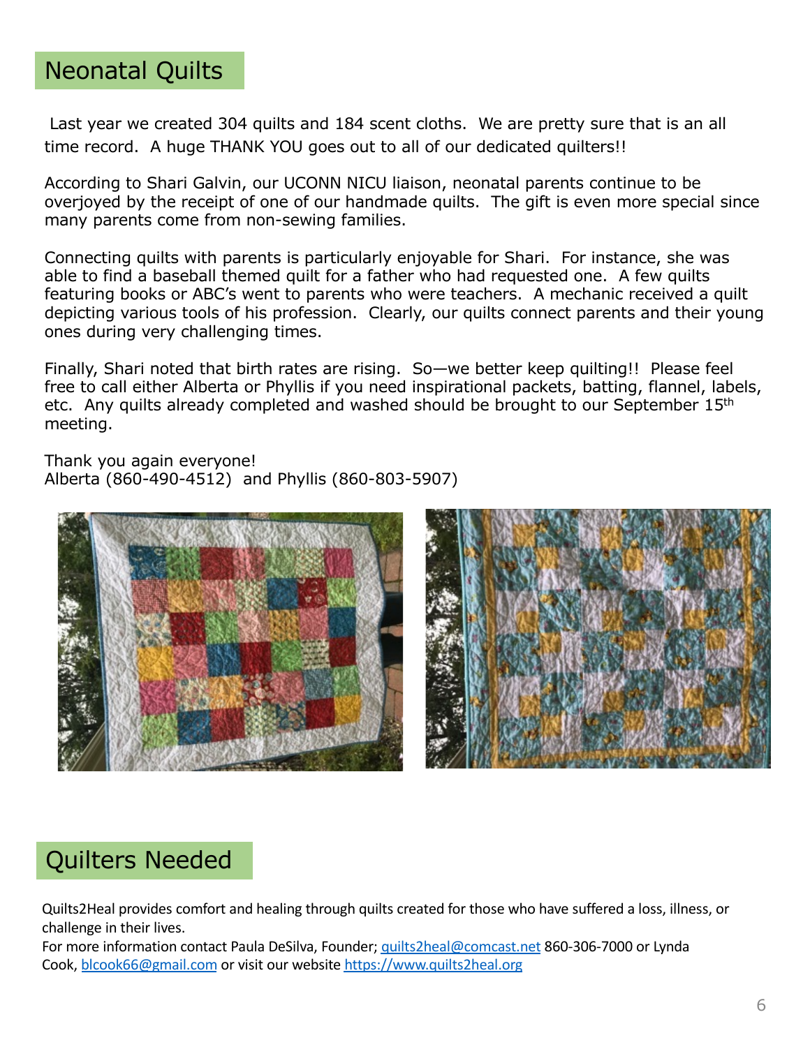## Neonatal Quilts

Last year we created 304 quilts and 184 scent cloths. We are pretty sure that is an all time record. A huge THANK YOU goes out to all of our dedicated quilters!!

According to Shari Galvin, our UCONN NICU liaison, neonatal parents continue to be overjoyed by the receipt of one of our handmade quilts. The gift is even more special since many parents come from non-sewing families.

Connecting quilts with parents is particularly enjoyable for Shari. For instance, she was able to find a baseball themed quilt for a father who had requested one. A few quilts featuring books or ABC's went to parents who were teachers. A mechanic received a quilt depicting various tools of his profession. Clearly, our quilts connect parents and their young ones during very challenging times.

Finally, Shari noted that birth rates are rising. So—we better keep quilting!! Please feel free to call either Alberta or Phyllis if you need inspirational packets, batting, flannel, labels, etc. Any quilts already completed and washed should be brought to our September 15th meeting.

Thank you again everyone!
Alberta (860-490-4512) and Phyllis (860-803-5907)

## Quilters Needed

Quilts2Heal provides comfort and healing through quilts created for those who have suffered a loss, illness, or challenge in their lives.
For more information contact Paula DeSilva, Founder; quilts2heal@comcast.net 860-306-7000 or Lynda Cook, blcook66@gmail.com or visit our website https://www.quilts2heal.org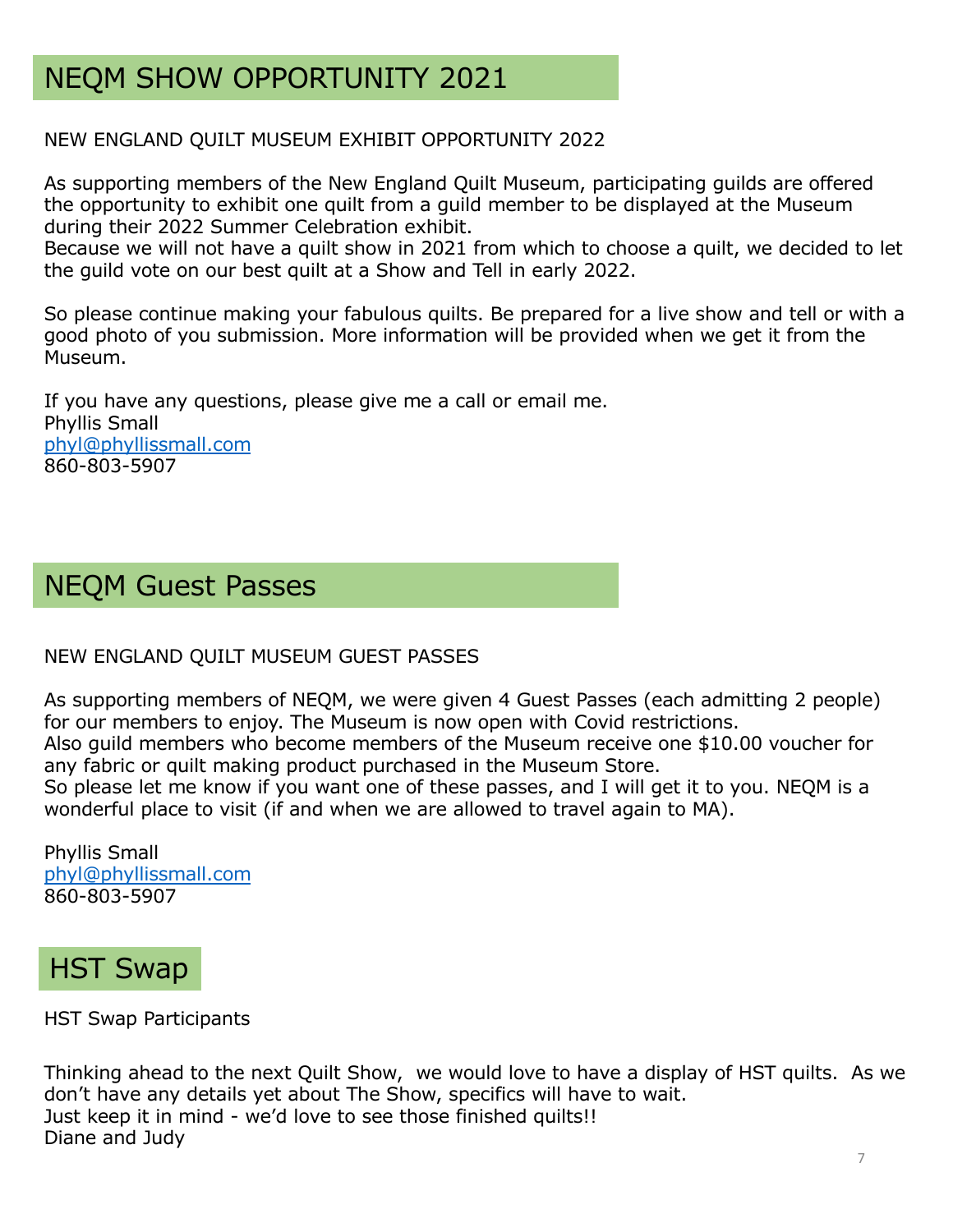## NEQM SHOW OPPORTUNITY 2021

NEW ENGLAND QUILT MUSEUM EXHIBIT OPPORTUNITY 2022

As supporting members of the New England Quilt Museum, participating guilds are offered the opportunity to exhibit one quilt from a guild member to be displayed at the Museum during their 2022 Summer Celebration exhibit.
Because we will not have a quilt show in 2021 from which to choose a quilt, we decided to let the guild vote on our best quilt at a Show and Tell in early 2022.

So please continue making your fabulous quilts. Be prepared for a live show and tell or with a good photo of you submission. More information will be provided when we get it from the Museum.

If you have any questions, please give me a call or email me.
Phyllis Small
phyl@phyllissmall.com
860-803-5907

## NEQM Guest Passes

NEW ENGLAND QUILT MUSEUM GUEST PASSES

As supporting members of NEQM, we were given 4 Guest Passes (each admitting 2 people) for our members to enjoy. The Museum is now open with Covid restrictions.
Also guild members who become members of the Museum receive one $10.00 voucher for any fabric or quilt making product purchased in the Museum Store.
So please let me know if you want one of these passes, and I will get it to you. NEQM is a wonderful place to visit (if and when we are allowed to travel again to MA).

Phyllis Small
phyl@phyllissmall.com
860-803-5907

## HST Swap

HST Swap Participants

Thinking ahead to the next Quilt Show, we would love to have a display of HST quilts. As we don't have any details yet about The Show, specifics will have to wait.
Just keep it in mind - we'd love to see those finished quilts!!
Diane and Judy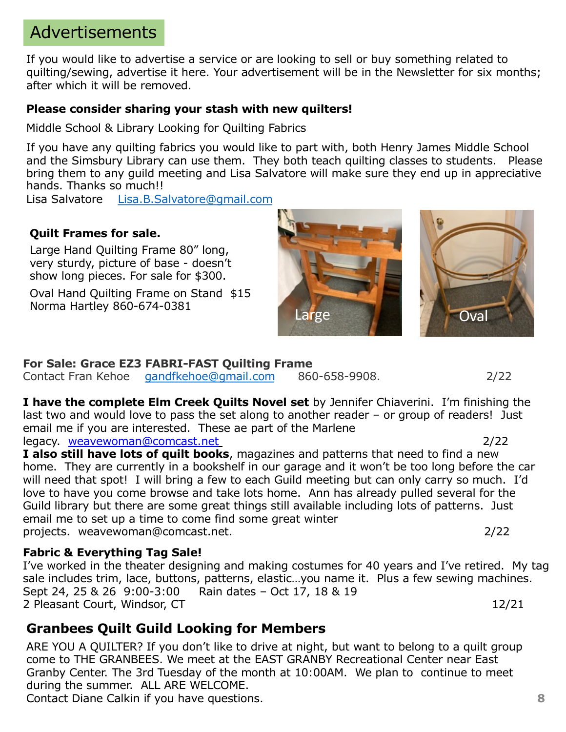# Advertisements

If you would like to advertise a service or are looking to sell or buy something related to quilting/sewing, advertise it here. Your advertisement will be in the Newsletter for six months; after which it will be removed.

**Please consider sharing your stash with new quilters!**

Middle School & Library Looking for Quilting Fabrics

If you have any quilting fabrics you would like to part with, both Henry James Middle School and the Simsbury Library can use them. They both teach quilting classes to students. Please bring them to any guild meeting and Lisa Salvatore will make sure they end up in appreciative hands. Thanks so much!!
Lisa Salvatore Lisa.B.Salvatore@gmail.com

**Quilt Frames for sale.**

Large Hand Quilting Frame 80" long, very sturdy, picture of base - doesn't show long pieces. For sale for $300.

Oval Hand Quilting Frame on Stand $15
Norma Hartley 860-674-0381

Large

Oval

**For Sale: Grace EZ3 FABRI-FAST Quilting Frame**
Contact Fran Kehoe gandfkehoe@gmail.com 860-658-9908. 2/22

**I have the complete Elm Creek Quilts Novel set** by Jennifer Chiaverini. I'm finishing the last two and would love to pass the set along to another reader – or group of readers! Just email me if you are interested. These ae part of the Marlene legacy. weavewoman@comcast.net 2/22

**I also still have lots of quilt books**, magazines and patterns that need to find a new home. They are currently in a bookshelf in our garage and it won't be too long before the car will need that spot! I will bring a few to each Guild meeting but can only carry so much. I'd love to have you come browse and take lots home. Ann has already pulled several for the Guild library but there are some great things still available including lots of patterns. Just email me to set up a time to come find some great winter projects. weavewoman@comcast.net. 2/22

**Fabric & Everything Tag Sale!**
I've worked in the theater designing and making costumes for 40 years and I've retired. My tag sale includes trim, lace, buttons, patterns, elastic…you name it. Plus a few sewing machines.
Sept 24, 25 & 26 9:00-3:00 Rain dates – Oct 17, 18 & 19
2 Pleasant Court, Windsor, CT 12/21

## Granbees Quilt Guild Looking for Members

ARE YOU A QUILTER? If you don't like to drive at night, but want to belong to a quilt group come to THE GRANBEES. We meet at the EAST GRANBY Recreational Center near East Granby Center. The 3rd Tuesday of the month at 10:00AM. We plan to continue to meet during the summer. ALL ARE WELCOME.
Contact Diane Calkin if you have questions.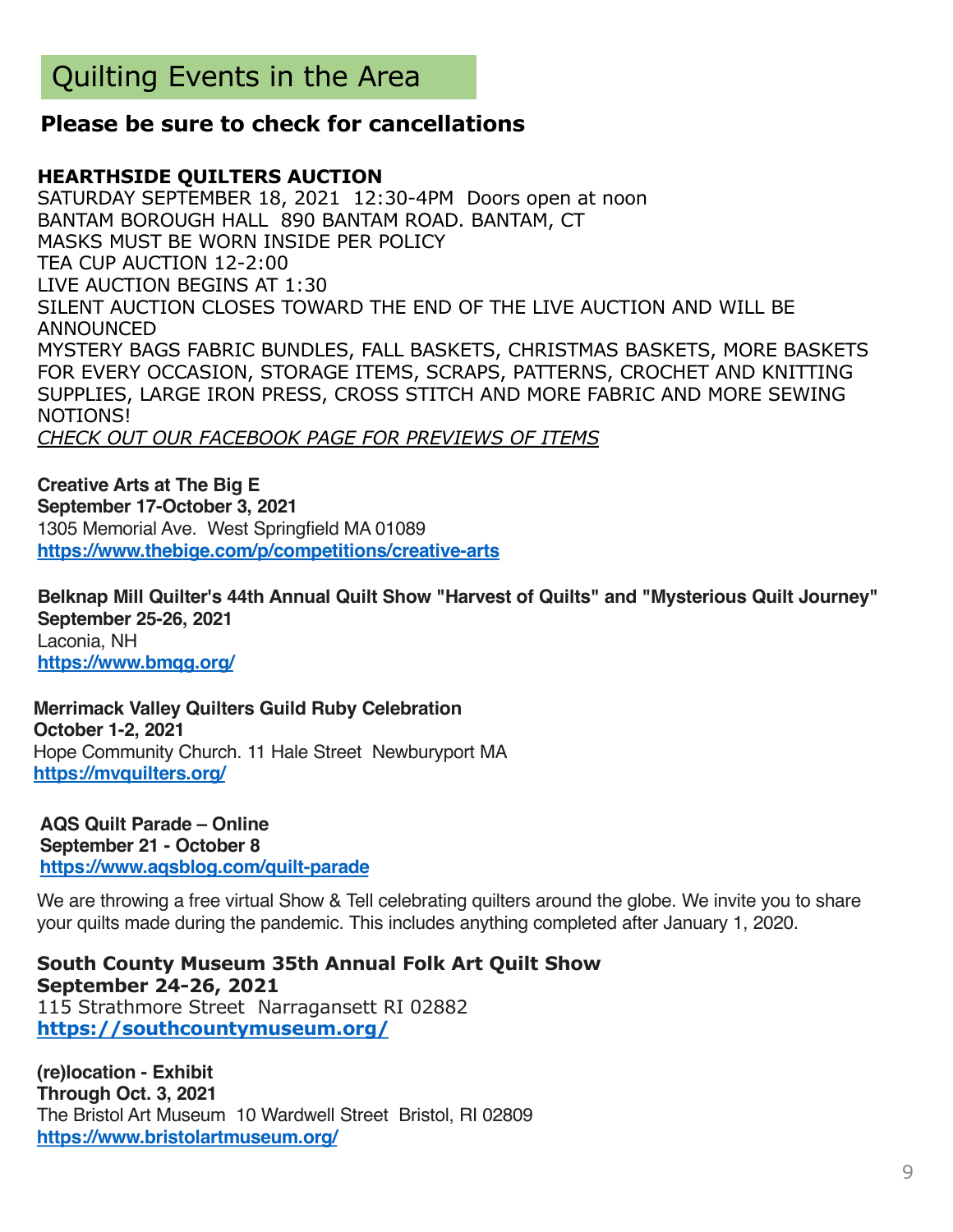# Quilting Events in the Area

**Please be sure to check for cancellations**

**HEARTHSIDE QUILTERS AUCTION**
SATURDAY SEPTEMBER 18, 2021 12:30-4PM Doors open at noon
BANTAM BOROUGH HALL 890 BANTAM ROAD. BANTAM, CT
MASKS MUST BE WORN INSIDE PER POLICY
TEA CUP AUCTION 12-2:00
LIVE AUCTION BEGINS AT 1:30
SILENT AUCTION CLOSES TOWARD THE END OF THE LIVE AUCTION AND WILL BE ANNOUNCED
MYSTERY BAGS FABRIC BUNDLES, FALL BASKETS, CHRISTMAS BASKETS, MORE BASKETS FOR EVERY OCCASION, STORAGE ITEMS, SCRAPS, PATTERNS, CROCHET AND KNITTING SUPPLIES, LARGE IRON PRESS, CROSS STITCH AND MORE FABRIC AND MORE SEWING NOTIONS!
*CHECK OUT OUR FACEBOOK PAGE FOR PREVIEWS OF ITEMS*

**Creative Arts at The Big E**
**September 17-October 3, 2021**
1305 Memorial Ave. West Springfield MA 01089
**https://www.thebige.com/p/competitions/creative-arts**

**Belknap Mill Quilter's 44th Annual Quilt Show "Harvest of Quilts" and "Mysterious Quilt Journey"**
**September 25-26, 2021**
Laconia, NH
**https://www.bmqg.org/**

**Merrimack Valley Quilters Guild Ruby Celebration**
**October 1-2, 2021**
Hope Community Church. 11 Hale Street Newburyport MA
**https://mvquilters.org/**

**AQS Quilt Parade – Online**
**September 21 - October 8**
**https://www.aqsblog.com/quilt-parade**

We are throwing a free virtual Show & Tell celebrating quilters around the globe. We invite you to share your quilts made during the pandemic. This includes anything completed after January 1, 2020.

**South County Museum 35th Annual Folk Art Quilt Show**
**September 24-26, 2021**
115 Strathmore Street Narragansett RI 02882
**https://southcountymuseum.org/**

**(re)location - Exhibit**
**Through Oct. 3, 2021**
The Bristol Art Museum 10 Wardwell Street Bristol, RI 02809
**https://www.bristolartmuseum.org/**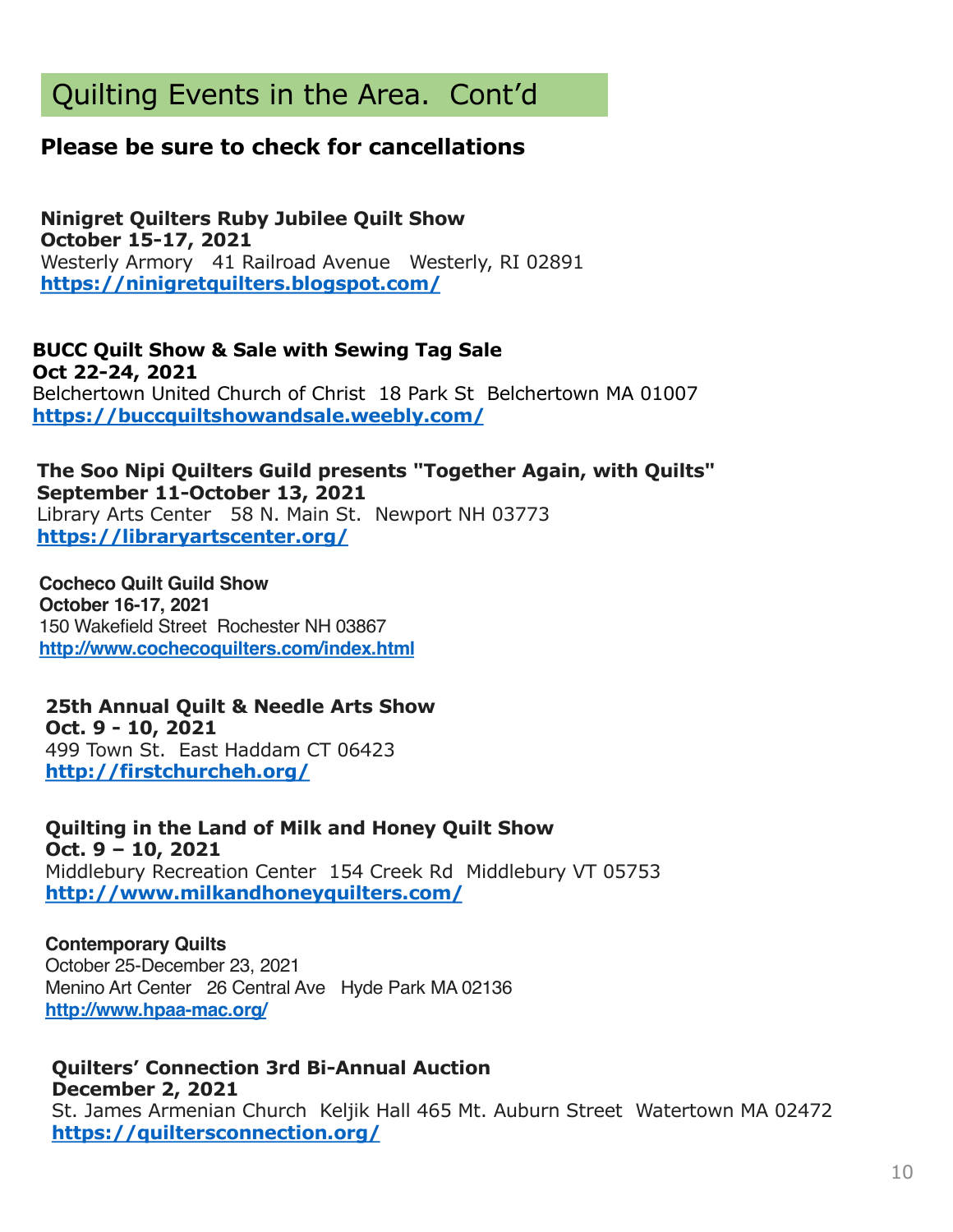## Quilting Events in the Area. Cont'd

**Please be sure to check for cancellations**

**Ninigret Quilters Ruby Jubilee Quilt Show**
**October 15-17, 2021**
Westerly Armory 41 Railroad Avenue Westerly, RI 02891
**https://ninigretquilters.blogspot.com/**

**BUCC Quilt Show & Sale with Sewing Tag Sale**
**Oct 22-24, 2021**
Belchertown United Church of Christ 18 Park St Belchertown MA 01007
**https://buccquiltshowandsale.weebly.com/**

**The Soo Nipi Quilters Guild presents "Together Again, with Quilts"**
**September 11-October 13, 2021**
Library Arts Center 58 N. Main St. Newport NH 03773
**https://libraryartscenter.org/**

**Cocheco Quilt Guild Show**
**October 16-17, 2021**
150 Wakefield Street Rochester NH 03867
**http://www.cochecoquilters.com/index.html**

**25th Annual Quilt & Needle Arts Show**
**Oct. 9 - 10, 2021**
499 Town St. East Haddam CT 06423
**http://firstchurcheh.org/**

**Quilting in the Land of Milk and Honey Quilt Show**
**Oct. 9 – 10, 2021**
Middlebury Recreation Center 154 Creek Rd Middlebury VT 05753
**http://www.milkandhoneyquilters.com/**

**Contemporary Quilts**
October 25-December 23, 2021
Menino Art Center 26 Central Ave Hyde Park MA 02136
**http://www.hpaa-mac.org/**

**Quilters' Connection 3rd Bi-Annual Auction**
**December 2, 2021**
St. James Armenian Church Keljik Hall 465 Mt. Auburn Street Watertown MA 02472
**https://quiltersconnection.org/**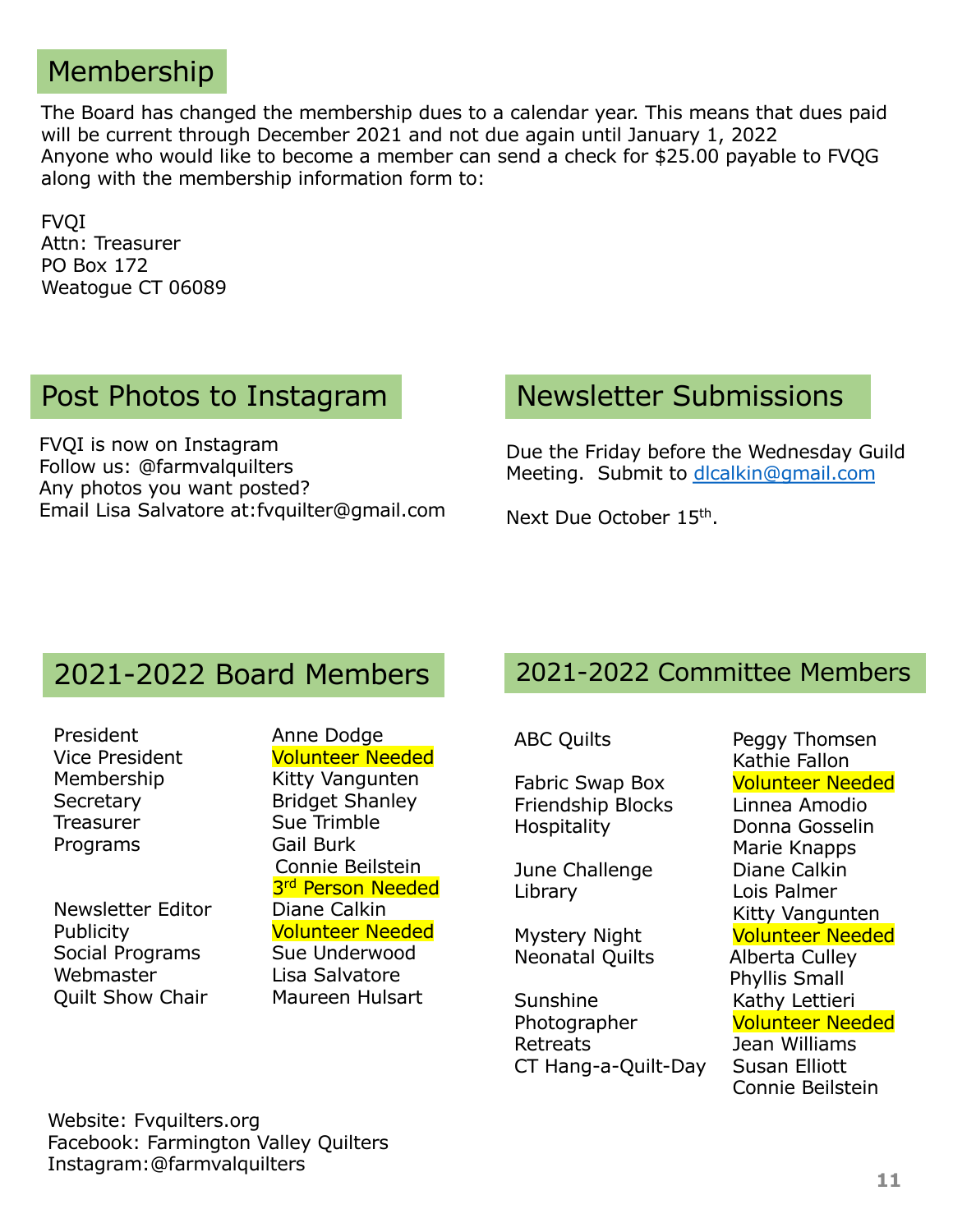## Membership

The Board has changed the membership dues to a calendar year. This means that dues paid will be current through December 2021 and not due again until January 1, 2022
Anyone who would like to become a member can send a check for $25.00 payable to FVQG along with the membership information form to:

FVQI
Attn: Treasurer
PO Box 172
Weatogue CT 06089

## Post Photos to Instagram

FVQI is now on Instagram
Follow us: @farmvalquilters
Any photos you want posted?
Email Lisa Salvatore at:fvquilter@gmail.com

## Newsletter Submissions

Due the Friday before the Wednesday Guild Meeting. Submit to dlcalkin@gmail.com

Next Due October 15th.

## 2021-2022 Board Members

| | |
|---|---|
| President | Anne Dodge |
| Vice President | Volunteer Needed |
| Membership | Kitty Vangunten |
| Secretary | Bridget Shanley |
| Treasurer | Sue Trimble |
| Programs | Gail Burk |
| | Connie Beilstein |
| | 3rd Person Needed |
| Newsletter Editor | Diane Calkin |
| Publicity | Volunteer Needed |
| Social Programs | Sue Underwood |
| Webmaster | Lisa Salvatore |
| Quilt Show Chair | Maureen Hulsart |

## 2021-2022 Committee Members

| | |
|---|---|
| ABC Quilts | Peggy Thomsen |
| | Kathie Fallon |
| Fabric Swap Box | Volunteer Needed |
| Friendship Blocks | Linnea Amodio |
| Hospitality | Donna Gosselin |
| | Marie Knapps |
| June Challenge | Diane Calkin |
| Library | Lois Palmer |
| | Kitty Vangunten |
| Mystery Night | Volunteer Needed |
| Neonatal Quilts | Alberta Culley |
| | Phyllis Small |
| Sunshine | Kathy Lettieri |
| Photographer | Volunteer Needed |
| Retreats | Jean Williams |
| CT Hang-a-Quilt-Day | Susan Elliott |
| | Connie Beilstein |

Website: Fvquilters.org
Facebook: Farmington Valley Quilters
Instagram:@farmvalquilters